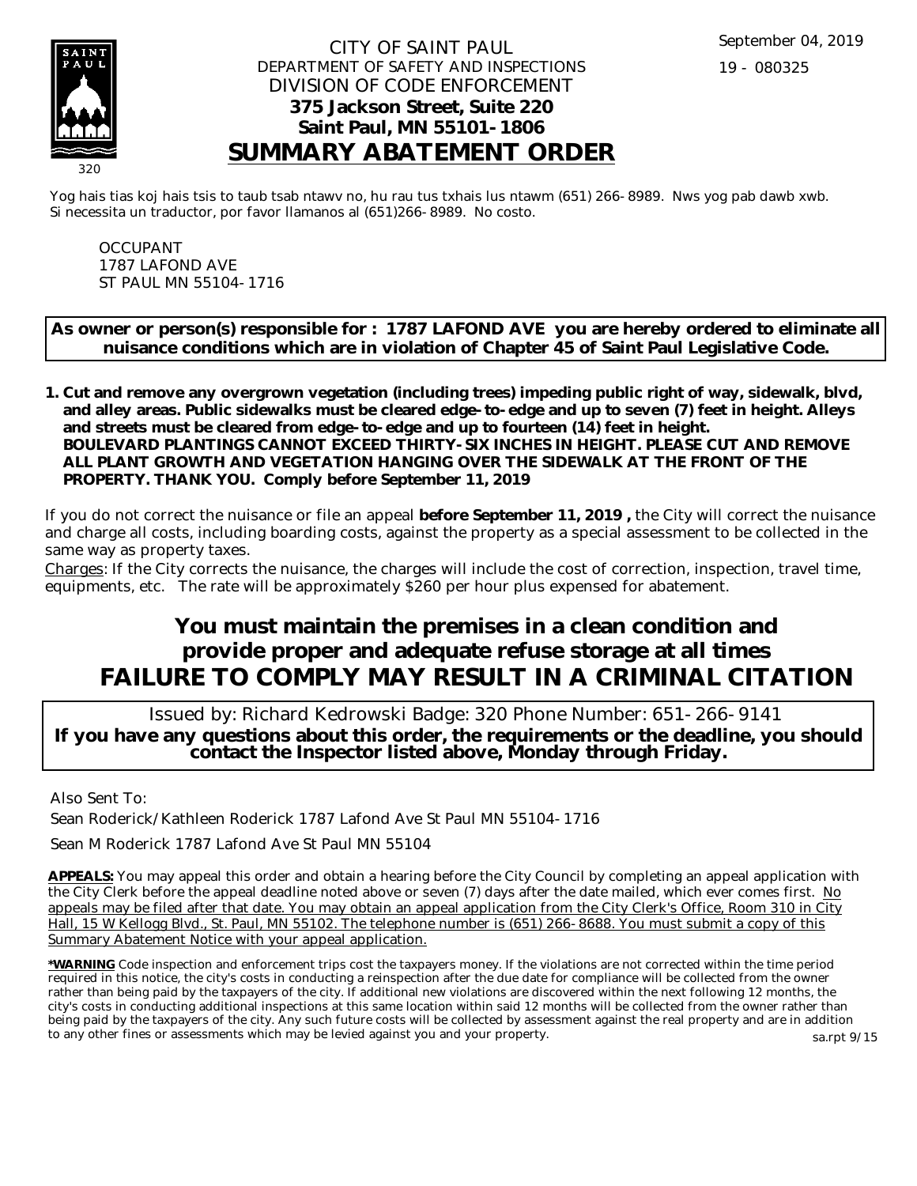September 04, 2019

19 - 080325

CITY OF SAINT PAUL
DEPARTMENT OF SAFETY AND INSPECTIONS
DIVISION OF CODE ENFORCEMENT
**375 Jackson Street, Suite 220**
**Saint Paul, MN 55101-1806**

# SUMMARY ABATEMENT ORDER

320

Yog hais tias koj hais tsis to taub tsab ntawv no, hu rau tus txhais lus ntawm (651) 266-8989. Nws yog pab dawb xwb.
Si necessita un traductor, por favor llamanos al (651)266-8989. No costo.

OCCUPANT
1787 LAFOND AVE
ST PAUL MN 55104-1716

**As owner or person(s) responsible for : 1787 LAFOND AVE you are hereby ordered to eliminate all nuisance conditions which are in violation of Chapter 45 of Saint Paul Legislative Code.**

1. **Cut and remove any overgrown vegetation (including trees) impeding public right of way, sidewalk, blvd, and alley areas. Public sidewalks must be cleared edge-to-edge and up to seven (7) feet in height. Alleys and streets must be cleared from edge-to-edge and up to fourteen (14) feet in height. BOULEVARD PLANTINGS CANNOT EXCEED THIRTY-SIX INCHES IN HEIGHT. PLEASE CUT AND REMOVE ALL PLANT GROWTH AND VEGETATION HANGING OVER THE SIDEWALK AT THE FRONT OF THE PROPERTY. THANK YOU. Comply before September 11, 2019**

If you do not correct the nuisance or file an appeal **before September 11, 2019 ,** the City will correct the nuisance and charge all costs, including boarding costs, against the property as a special assessment to be collected in the same way as property taxes.

Charges: If the City corrects the nuisance, the charges will include the cost of correction, inspection, travel time, equipments, etc. The rate will be approximately $260 per hour plus expensed for abatement.

## You must maintain the premises in a clean condition and provide proper and adequate refuse storage at all times

## FAILURE TO COMPLY MAY RESULT IN A CRIMINAL CITATION

Issued by: Richard Kedrowski Badge: 320 Phone Number: 651-266-9141
**If you have any questions about this order, the requirements or the deadline, you should contact the Inspector listed above, Monday through Friday.**

Also Sent To:

Sean Roderick/Kathleen Roderick 1787 Lafond Ave St Paul MN 55104-1716

Sean M Roderick 1787 Lafond Ave St Paul MN 55104

**APPEALS:** You may appeal this order and obtain a hearing before the City Council by completing an appeal application with the City Clerk before the appeal deadline noted above or seven (7) days after the date mailed, which ever comes first. No appeals may be filed after that date. You may obtain an appeal application from the City Clerk's Office, Room 310 in City Hall, 15 W Kellogg Blvd., St. Paul, MN 55102. The telephone number is (651) 266-8688. You must submit a copy of this Summary Abatement Notice with your appeal application.

***WARNING** Code inspection and enforcement trips cost the taxpayers money. If the violations are not corrected within the time period required in this notice, the city's costs in conducting a reinspection after the due date for compliance will be collected from the owner rather than being paid by the taxpayers of the city. If additional new violations are discovered within the next following 12 months, the city's costs in conducting additional inspections at this same location within said 12 months will be collected from the owner rather than being paid by the taxpayers of the city. Any such future costs will be collected by assessment against the real property and are in addition to any other fines or assessments which may be levied against you and your property.

sa.rpt 9/15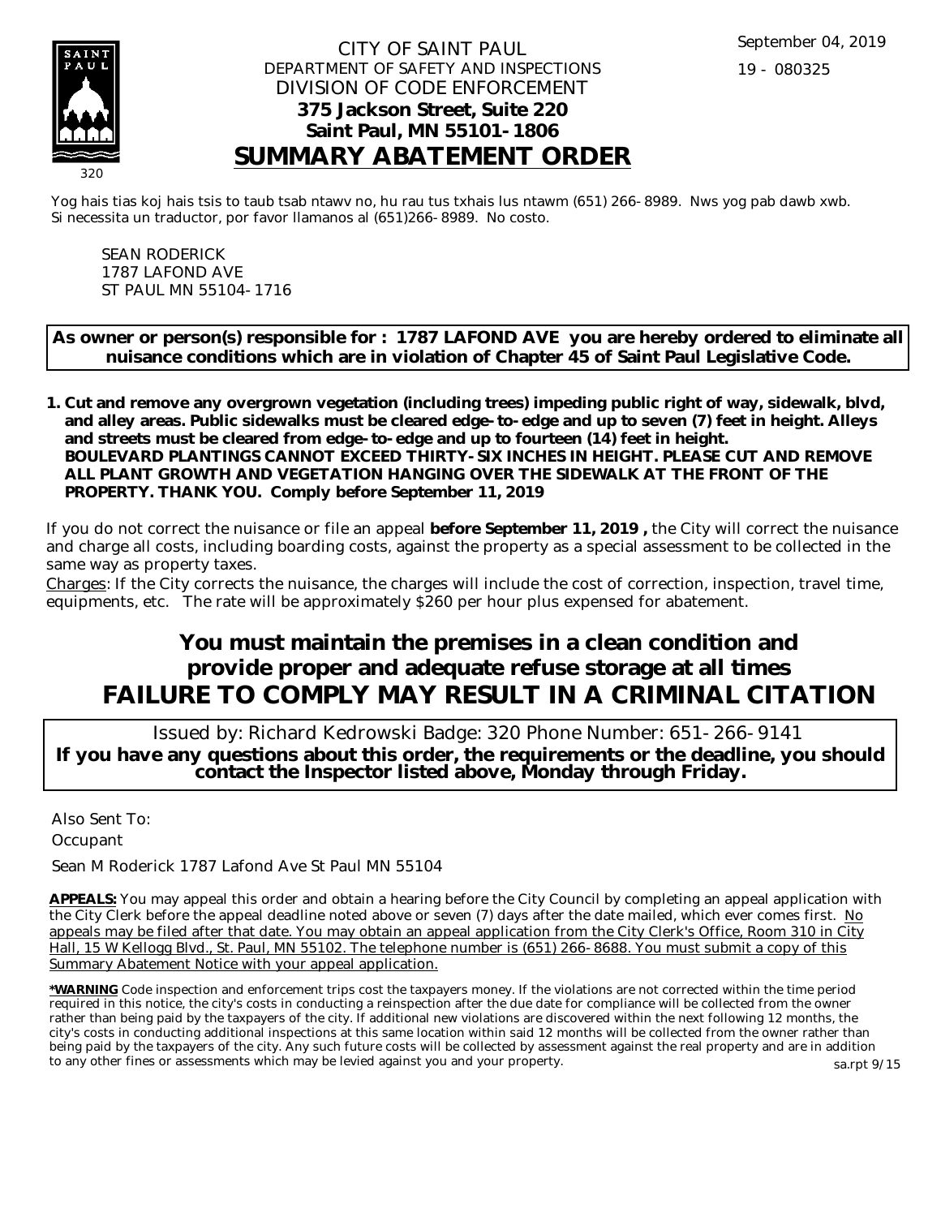CITY OF SAINT PAUL
DEPARTMENT OF SAFETY AND INSPECTIONS
DIVISION OF CODE ENFORCEMENT
**375 Jackson Street, Suite 220**
**Saint Paul, MN 55101-1806**

# SUMMARY ABATEMENT ORDER

September 04, 2019

19 - 080325

320

Yog hais tias koj hais tsis to taub tsab ntawv no, hu rau tus txhais lus ntawm (651) 266-8989. Nws yog pab dawb xwb.
Si necessita un traductor, por favor llamanos al (651)266-8989. No costo.

SEAN RODERICK
1787 LAFOND AVE
ST PAUL MN 55104-1716

**As owner or person(s) responsible for : 1787 LAFOND AVE you are hereby ordered to eliminate all nuisance conditions which are in violation of Chapter 45 of Saint Paul Legislative Code.**

1. **Cut and remove any overgrown vegetation (including trees) impeding public right of way, sidewalk, blvd, and alley areas. Public sidewalks must be cleared edge-to-edge and up to seven (7) feet in height. Alleys and streets must be cleared from edge-to-edge and up to fourteen (14) feet in height. BOULEVARD PLANTINGS CANNOT EXCEED THIRTY-SIX INCHES IN HEIGHT. PLEASE CUT AND REMOVE ALL PLANT GROWTH AND VEGETATION HANGING OVER THE SIDEWALK AT THE FRONT OF THE PROPERTY. THANK YOU. Comply before September 11, 2019**

If you do not correct the nuisance or file an appeal **before September 11, 2019 ,** the City will correct the nuisance and charge all costs, including boarding costs, against the property as a special assessment to be collected in the same way as property taxes.

Charges: If the City corrects the nuisance, the charges will include the cost of correction, inspection, travel time, equipments, etc. The rate will be approximately $260 per hour plus expensed for abatement.

## You must maintain the premises in a clean condition and provide proper and adequate refuse storage at all times
## FAILURE TO COMPLY MAY RESULT IN A CRIMINAL CITATION

Issued by: Richard Kedrowski Badge: 320 Phone Number: 651-266-9141

**If you have any questions about this order, the requirements or the deadline, you should contact the Inspector listed above, Monday through Friday.**

Also Sent To:

Occupant

Sean M Roderick 1787 Lafond Ave St Paul MN 55104

**APPEALS:** You may appeal this order and obtain a hearing before the City Council by completing an appeal application with the City Clerk before the appeal deadline noted above or seven (7) days after the date mailed, which ever comes first. No appeals may be filed after that date. You may obtain an appeal application from the City Clerk's Office, Room 310 in City Hall, 15 W Kellogg Blvd., St. Paul, MN 55102. The telephone number is (651) 266-8688. You must submit a copy of this Summary Abatement Notice with your appeal application.

**\*WARNING** Code inspection and enforcement trips cost the taxpayers money. If the violations are not corrected within the time period required in this notice, the city's costs in conducting a reinspection after the due date for compliance will be collected from the owner rather than being paid by the taxpayers of the city. If additional new violations are discovered within the next following 12 months, the city's costs in conducting additional inspections at this same location within said 12 months will be collected from the owner rather than being paid by the taxpayers of the city. Any such future costs will be collected by assessment against the real property and are in addition to any other fines or assessments which may be levied against you and your property.

sa.rpt 9/15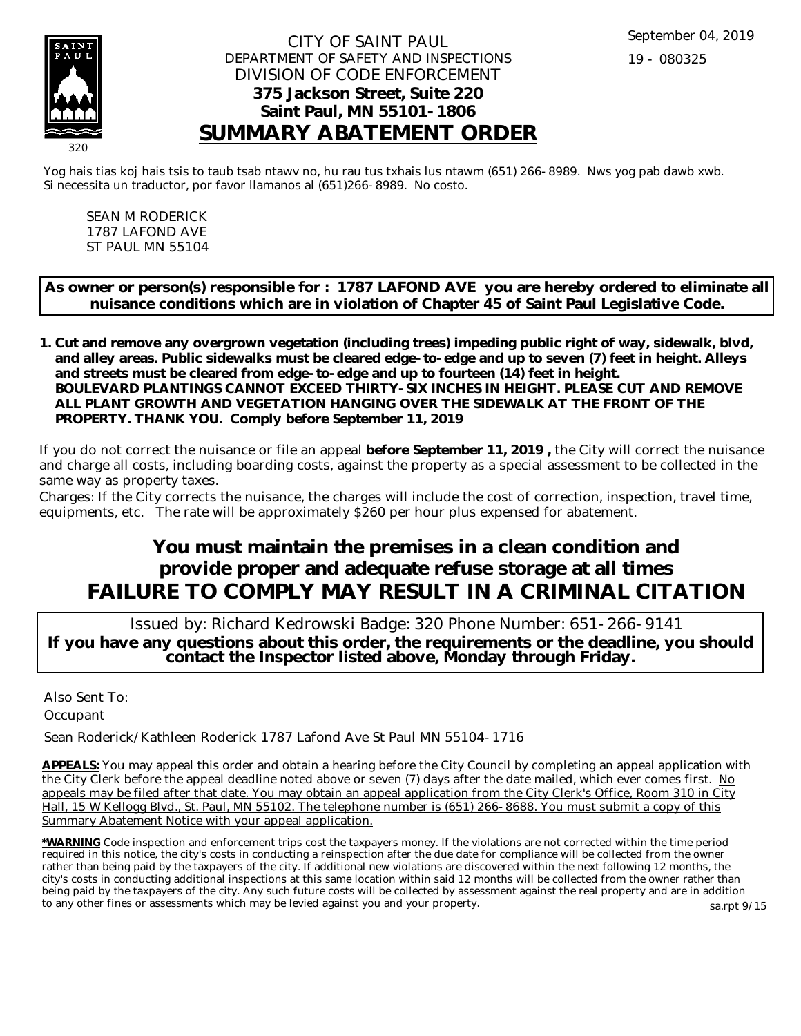September 04, 2019

19 - 080325

CITY OF SAINT PAUL
DEPARTMENT OF SAFETY AND INSPECTIONS
DIVISION OF CODE ENFORCEMENT
**375 Jackson Street, Suite 220**
**Saint Paul, MN 55101-1806**

# SUMMARY ABATEMENT ORDER

320

Yog hais tias koj hais tsis to taub tsab ntawv no, hu rau tus txhais lus ntawm (651) 266-8989. Nws yog pab dawb xwb.
Si necessita un traductor, por favor llamanos al (651)266-8989. No costo.

SEAN M RODERICK
1787 LAFOND AVE
ST PAUL MN 55104

**As owner or person(s) responsible for : 1787 LAFOND AVE you are hereby ordered to eliminate all nuisance conditions which are in violation of Chapter 45 of Saint Paul Legislative Code.**

1. **Cut and remove any overgrown vegetation (including trees) impeding public right of way, sidewalk, blvd, and alley areas. Public sidewalks must be cleared edge-to-edge and up to seven (7) feet in height. Alleys and streets must be cleared from edge-to-edge and up to fourteen (14) feet in height. BOULEVARD PLANTINGS CANNOT EXCEED THIRTY-SIX INCHES IN HEIGHT. PLEASE CUT AND REMOVE ALL PLANT GROWTH AND VEGETATION HANGING OVER THE SIDEWALK AT THE FRONT OF THE PROPERTY. THANK YOU. Comply before September 11, 2019**

If you do not correct the nuisance or file an appeal **before September 11, 2019 ,** the City will correct the nuisance and charge all costs, including boarding costs, against the property as a special assessment to be collected in the same way as property taxes.

Charges: If the City corrects the nuisance, the charges will include the cost of correction, inspection, travel time, equipments, etc. The rate will be approximately $260 per hour plus expensed for abatement.

## You must maintain the premises in a clean condition and provide proper and adequate refuse storage at all times

## FAILURE TO COMPLY MAY RESULT IN A CRIMINAL CITATION

Issued by: Richard Kedrowski Badge: 320 Phone Number: 651-266-9141

**If you have any questions about this order, the requirements or the deadline, you should contact the Inspector listed above, Monday through Friday.**

Also Sent To:

Occupant

Sean Roderick/Kathleen Roderick 1787 Lafond Ave St Paul MN 55104-1716

**APPEALS:** You may appeal this order and obtain a hearing before the City Council by completing an appeal application with the City Clerk before the appeal deadline noted above or seven (7) days after the date mailed, which ever comes first. No appeals may be filed after that date. You may obtain an appeal application from the City Clerk's Office, Room 310 in City Hall, 15 W Kellogg Blvd., St. Paul, MN 55102. The telephone number is (651) 266-8688. You must submit a copy of this Summary Abatement Notice with your appeal application.

**\*WARNING** Code inspection and enforcement trips cost the taxpayers money. If the violations are not corrected within the time period required in this notice, the city's costs in conducting a reinspection after the due date for compliance will be collected from the owner rather than being paid by the taxpayers of the city. If additional new violations are discovered within the next following 12 months, the city's costs in conducting additional inspections at this same location within said 12 months will be collected from the owner rather than being paid by the taxpayers of the city. Any such future costs will be collected by assessment against the real property and are in addition to any other fines or assessments which may be levied against you and your property.

sa.rpt 9/15